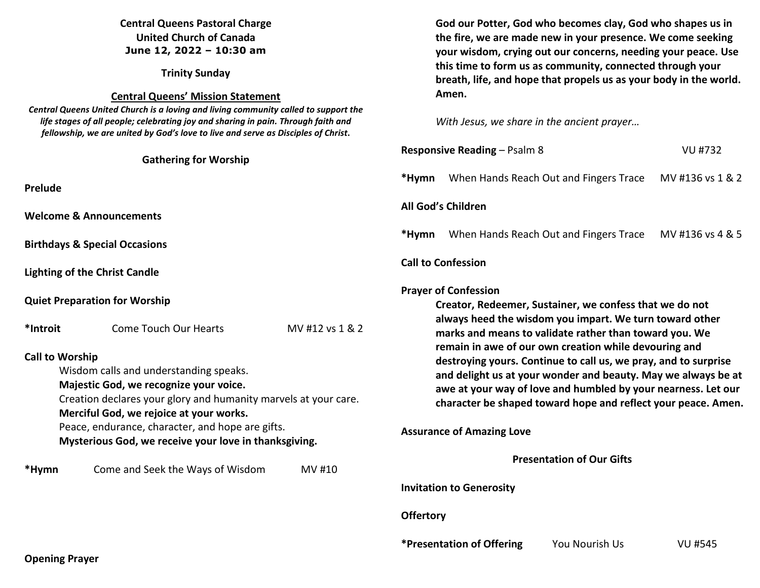**Central Queens Pastoral Charge**
**United Church of Canada**
**June 12, 2022 – 10:30 am**

**Trinity Sunday**

**Central Queens' Mission Statement**

***Central Queens United Church is a loving and living community called to support the life stages of all people; celebrating joy and sharing in pain. Through faith and fellowship, we are united by God's love to live and serve as Disciples of Christ.***

## Gathering for Worship

**Prelude**

**Welcome & Announcements**

**Birthdays & Special Occasions**

**Lighting of the Christ Candle**

**Quiet Preparation for Worship**

**\*Introit** Come Touch Our Hearts MV #12 vs 1 & 2

**Call to Worship**

Wisdom calls and understanding speaks.
**Majestic God, we recognize your voice.**
Creation declares your glory and humanity marvels at your care.
**Merciful God, we rejoice at your works.**
Peace, endurance, character, and hope are gifts.
**Mysterious God, we receive your love in thanksgiving.**

**\*Hymn** Come and Seek the Ways of Wisdom MV #10

**Opening Prayer**

**God our Potter, God who becomes clay, God who shapes us in the fire, we are made new in your presence. We come seeking your wisdom, crying out our concerns, needing your peace. Use this time to form us as community, connected through your breath, life, and hope that propels us as your body in the world. Amen.**

*With Jesus, we share in the ancient prayer…*

**Responsive Reading** – Psalm 8 VU #732

**\*Hymn** When Hands Reach Out and Fingers Trace MV #136 vs 1 & 2

**All God's Children**

**\*Hymn** When Hands Reach Out and Fingers Trace MV #136 vs 4 & 5

**Call to Confession**

**Prayer of Confession**

**Creator, Redeemer, Sustainer, we confess that we do not always heed the wisdom you impart. We turn toward other marks and means to validate rather than toward you. We remain in awe of our own creation while devouring and destroying yours. Continue to call us, we pray, and to surprise and delight us at your wonder and beauty. May we always be at awe at your way of love and humbled by your nearness. Let our character be shaped toward hope and reflect your peace. Amen.**

**Assurance of Amazing Love**

## Presentation of Our Gifts

**Invitation to Generosity**

**Offertory**

**\*Presentation of Offering** You Nourish Us VU #545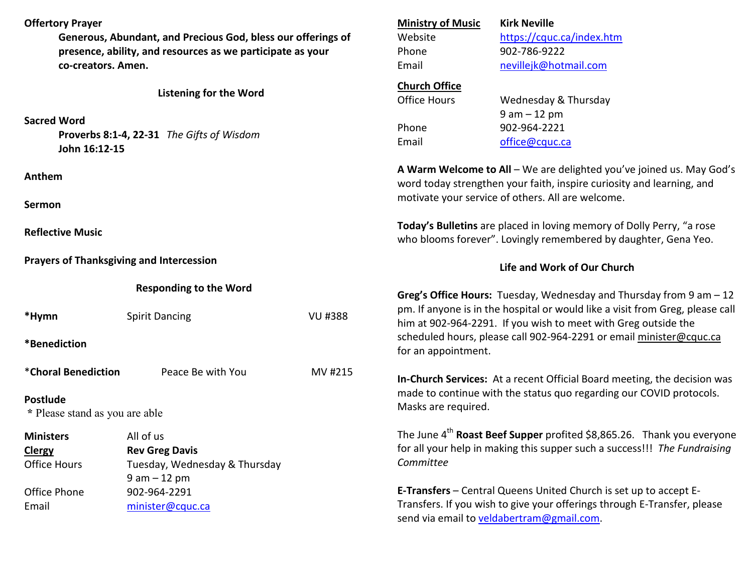**Offertory Prayer**

**Generous, Abundant, and Precious God, bless our offerings of presence, ability, and resources as we participate as your co-creators. Amen.**

## Listening for the Word

**Sacred Word**

**Proverbs 8:1-4, 22-31** *The Gifts of Wisdom*
**John 16:12-15**

**Anthem**

**Sermon**

**Reflective Music**

**Prayers of Thanksgiving and Intercession**

## Responding to the Word

**\*Hymn** Spirit Dancing VU #388

**\*Benediction**

\***Choral Benediction** Peace Be with You MV #215

**Postlude**

\* Please stand as you are able

| | |
|---|---|
| **Ministers** | All of us |
| **Clergy** | **Rev Greg Davis** |
| Office Hours | Tuesday, Wednesday & Thursday 9 am – 12 pm |
| Office Phone | 902-964-2291 |
| Email | minister@cquc.ca |

| | |
|---|---|
| **Ministry of Music** | **Kirk Neville** |
| Website | https://cquc.ca/index.htm |
| Phone | 902-786-9222 |
| Email | nevillejk@hotmail.com |

| | |
|---|---|
| **Church Office** | |
| Office Hours | Wednesday & Thursday 9 am – 12 pm |
| Phone | 902-964-2221 |
| Email | office@cquc.ca |

**A Warm Welcome to All** – We are delighted you've joined us. May God's word today strengthen your faith, inspire curiosity and learning, and motivate your service of others. All are welcome.

**Today's Bulletins** are placed in loving memory of Dolly Perry, "a rose who blooms forever". Lovingly remembered by daughter, Gena Yeo.

## Life and Work of Our Church

**Greg's Office Hours:** Tuesday, Wednesday and Thursday from 9 am – 12 pm. If anyone is in the hospital or would like a visit from Greg, please call him at 902-964-2291. If you wish to meet with Greg outside the scheduled hours, please call 902-964-2291 or email minister@cquc.ca for an appointment.

**In-Church Services:** At a recent Official Board meeting, the decision was made to continue with the status quo regarding our COVID protocols. Masks are required.

The June 4th **Roast Beef Supper** profited $8,865.26. Thank you everyone for all your help in making this supper such a success!!! *The Fundraising Committee*

**E-Transfers** – Central Queens United Church is set up to accept E-Transfers. If you wish to give your offerings through E-Transfer, please send via email to veldabertram@gmail.com.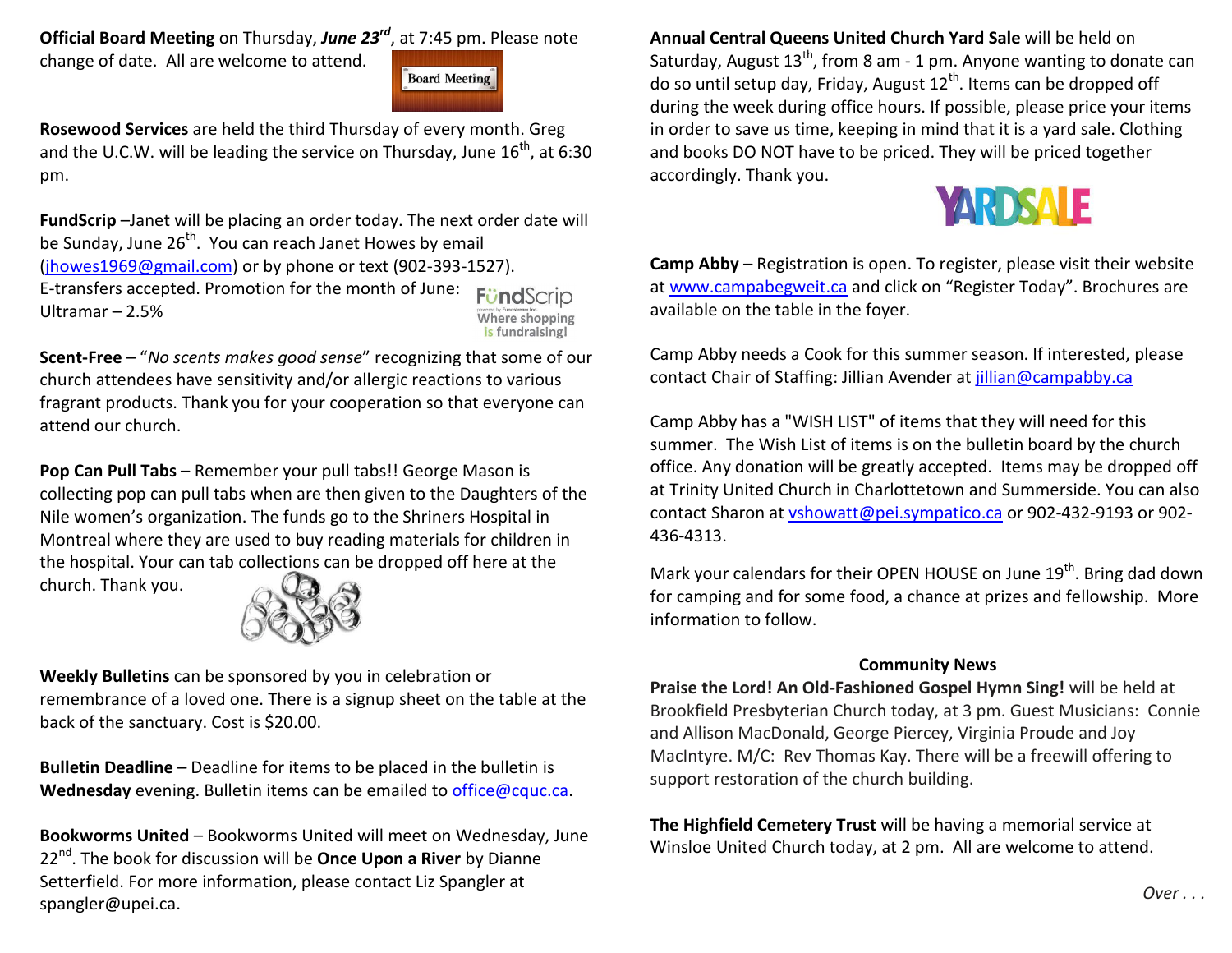**Official Board Meeting** on Thursday, ***June 23rd***, at 7:45 pm. Please note change of date. All are welcome to attend.

**Rosewood Services** are held the third Thursday of every month. Greg and the U.C.W. will be leading the service on Thursday, June 16th, at 6:30 pm.

**FundScrip** –Janet will be placing an order today. The next order date will be Sunday, June 26th. You can reach Janet Howes by email (jhowes1969@gmail.com) or by phone or text (902-393-1527). E-transfers accepted. Promotion for the month of June: Ultramar – 2.5%

**Scent-Free** – "*No scents makes good sense*" recognizing that some of our church attendees have sensitivity and/or allergic reactions to various fragrant products. Thank you for your cooperation so that everyone can attend our church.

**Pop Can Pull Tabs** – Remember your pull tabs!! George Mason is collecting pop can pull tabs when are then given to the Daughters of the Nile women's organization. The funds go to the Shriners Hospital in Montreal where they are used to buy reading materials for children in the hospital. Your can tab collections can be dropped off here at the church. Thank you.

**Weekly Bulletins** can be sponsored by you in celebration or remembrance of a loved one. There is a signup sheet on the table at the back of the sanctuary. Cost is $20.00.

**Bulletin Deadline** – Deadline for items to be placed in the bulletin is **Wednesday** evening. Bulletin items can be emailed to office@cquc.ca.

**Bookworms United** – Bookworms United will meet on Wednesday, June 22nd. The book for discussion will be **Once Upon a River** by Dianne Setterfield. For more information, please contact Liz Spangler at spangler@upei.ca.

**Annual Central Queens United Church Yard Sale** will be held on Saturday, August 13th, from 8 am - 1 pm. Anyone wanting to donate can do so until setup day, Friday, August 12th. Items can be dropped off during the week during office hours. If possible, please price your items in order to save us time, keeping in mind that it is a yard sale. Clothing and books DO NOT have to be priced. They will be priced together accordingly. Thank you.

**Camp Abby** – Registration is open. To register, please visit their website at www.campabegweit.ca and click on "Register Today". Brochures are available on the table in the foyer.

Camp Abby needs a Cook for this summer season. If interested, please contact Chair of Staffing: Jillian Avender at jillian@campabby.ca

Camp Abby has a "WISH LIST" of items that they will need for this summer. The Wish List of items is on the bulletin board by the church office. Any donation will be greatly accepted. Items may be dropped off at Trinity United Church in Charlottetown and Summerside. You can also contact Sharon at vshowatt@pei.sympatico.ca or 902-432-9193 or 902-436-4313.

Mark your calendars for their OPEN HOUSE on June 19th. Bring dad down for camping and for some food, a chance at prizes and fellowship. More information to follow.

## Community News

**Praise the Lord! An Old-Fashioned Gospel Hymn Sing!** will be held at Brookfield Presbyterian Church today, at 3 pm. Guest Musicians: Connie and Allison MacDonald, George Piercey, Virginia Proude and Joy MacIntyre. M/C: Rev Thomas Kay. There will be a freewill offering to support restoration of the church building.

**The Highfield Cemetery Trust** will be having a memorial service at Winsloe United Church today, at 2 pm. All are welcome to attend.

*Over . . .*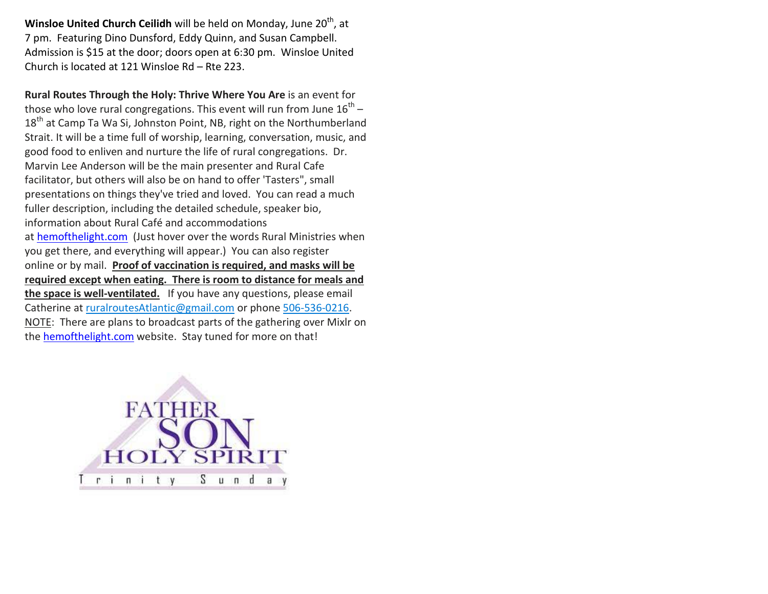**Winsloe United Church Ceilidh** will be held on Monday, June 20th, at 7 pm. Featuring Dino Dunsford, Eddy Quinn, and Susan Campbell. Admission is $15 at the door; doors open at 6:30 pm. Winsloe United Church is located at 121 Winsloe Rd – Rte 223.

**Rural Routes Through the Holy: Thrive Where You Are** is an event for those who love rural congregations. This event will run from June 16th – 18th at Camp Ta Wa Si, Johnston Point, NB, right on the Northumberland Strait. It will be a time full of worship, learning, conversation, music, and good food to enliven and nurture the life of rural congregations. Dr. Marvin Lee Anderson will be the main presenter and Rural Cafe facilitator, but others will also be on hand to offer 'Tasters", small presentations on things they've tried and loved. You can read a much fuller description, including the detailed schedule, speaker bio, information about Rural Café and accommodations at hemofthelight.com (Just hover over the words Rural Ministries when you get there, and everything will appear.) You can also register online or by mail. **Proof of vaccination is required, and masks will be required except when eating. There is room to distance for meals and the space is well-ventilated.** If you have any questions, please email Catherine at ruralroutesAtlantic@gmail.com or phone 506-536-0216. NOTE: There are plans to broadcast parts of the gathering over Mixlr on the hemofthelight.com website. Stay tuned for more on that!

FATHER
SON
HOLY SPIRIT
Trinity Sunday